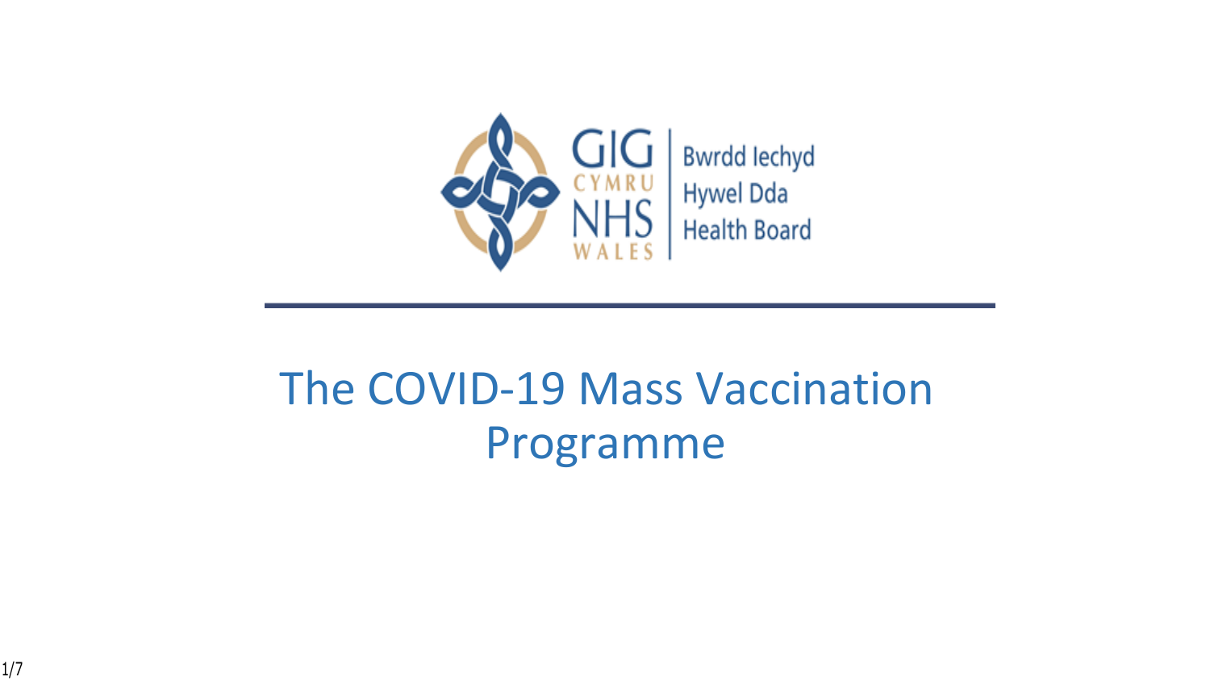GIG CYMRU NHS WALES | Bwrdd Iechyd Hywel Dda Health Board

# The COVID-19 Mass Vaccination Programme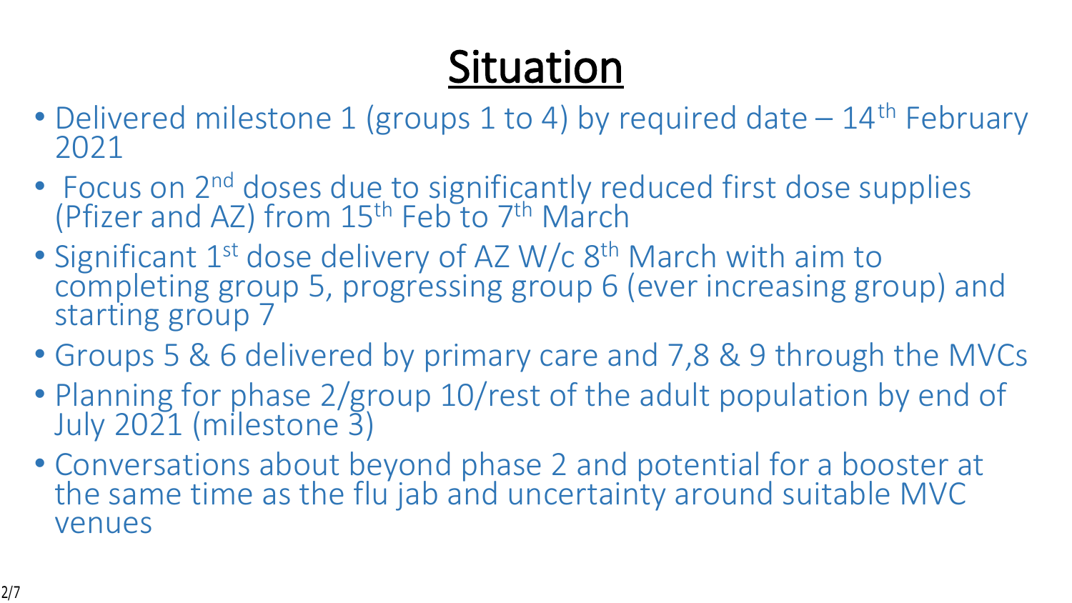# Situation

- Delivered milestone 1 (groups 1 to 4) by required date – 14th February 2021
- Focus on 2nd doses due to significantly reduced first dose supplies (Pfizer and AZ) from 15th Feb to 7th March
- Significant 1st dose delivery of AZ W/c 8th March with aim to completing group 5, progressing group 6 (ever increasing group) and starting group 7
- Groups 5 & 6 delivered by primary care and 7,8 & 9 through the MVCs
- Planning for phase 2/group 10/rest of the adult population by end of July 2021 (milestone 3)
- Conversations about beyond phase 2 and potential for a booster at the same time as the flu jab and uncertainty around suitable MVC venues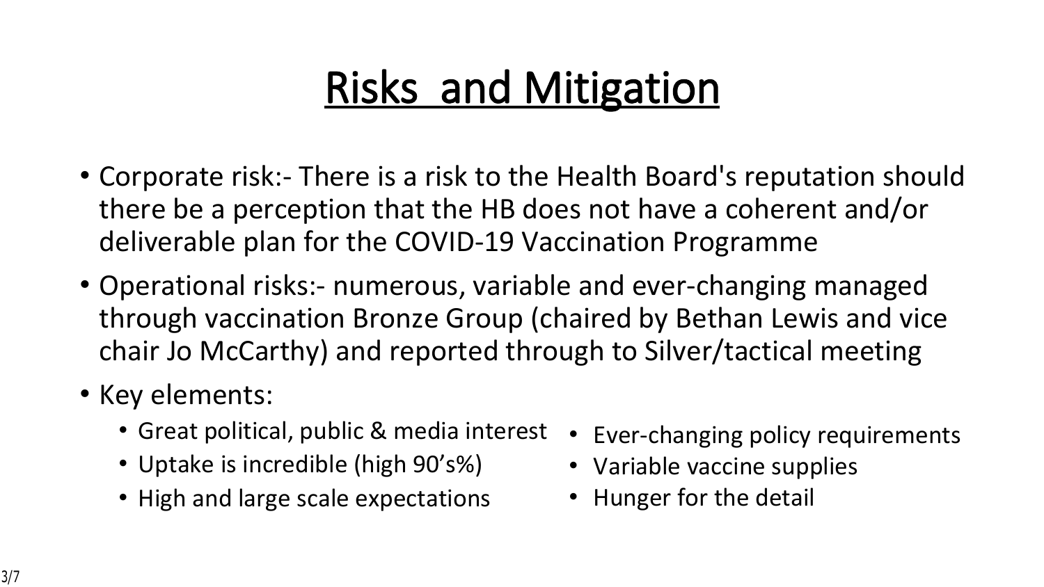# Risks and Mitigation

- Corporate risk:- There is a risk to the Health Board's reputation should there be a perception that the HB does not have a coherent and/or deliverable plan for the COVID-19 Vaccination Programme
- Operational risks:- numerous, variable and ever-changing managed through vaccination Bronze Group (chaired by Bethan Lewis and vice chair Jo McCarthy) and reported through to Silver/tactical meeting
- Key elements:
  - Great political, public & media interest
  - Uptake is incredible (high 90's%)
  - High and large scale expectations
  - Ever-changing policy requirements
  - Variable vaccine supplies
  - Hunger for the detail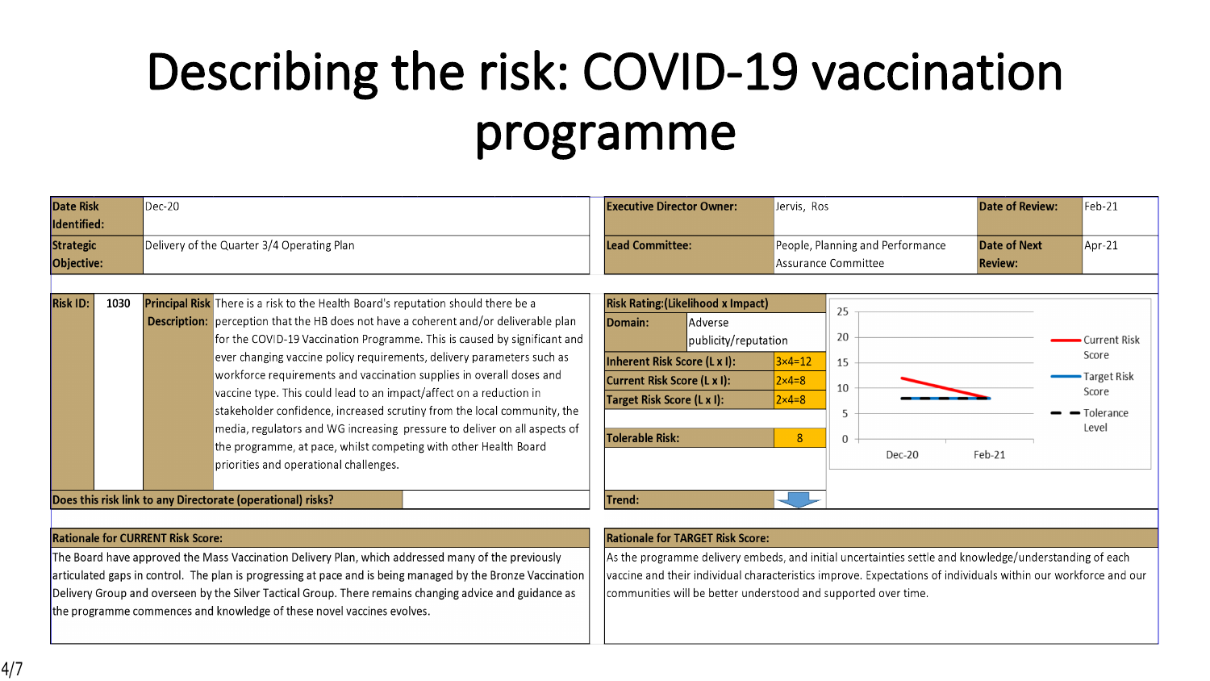# Describing the risk: COVID-19 vaccination programme

| Date Risk Identified: | Dec-20 | Executive Director Owner: | Jervis, Ros | Date of Review: | Feb-21 |
|---|---|---|---|---|---|
| Strategic Objective: | Delivery of the Quarter 3/4 Operating Plan | Lead Committee: | People, Planning and Performance Assurance Committee | Date of Next Review: | Apr-21 |

| Risk ID: | 1030 |
|---|---|
| Principal Risk Description: | There is a risk to the Health Board's reputation should there be a perception that the HB does not have a coherent and/or deliverable plan for the COVID-19 Vaccination Programme. This is caused by significant and ever changing vaccine policy requirements, delivery parameters such as workforce requirements and vaccination supplies in overall doses and vaccine type. This could lead to an impact/affect on a reduction in stakeholder confidence, increased scrutiny from the local community, the media, regulators and WG increasing pressure to deliver on all aspects of the programme, at pace, whilst competing with other Health Board priorities and operational challenges. |
| Does this risk link to any Directorate (operational) risks? | |

| Risk Rating:(Likelihood x Impact) | |
|---|---|
| Domain: | Adverse publicity/reputation |
| Inherent Risk Score (L x I): | 3×4=12 |
| Current Risk Score (L x I): | 2×4=8 |
| Target Risk Score (L x I): | 2×4=8 |
| Tolerable Risk: | 8 |
| Trend: | ↓ |

**Rationale for CURRENT Risk Score:**

The Board have approved the Mass Vaccination Delivery Plan, which addressed many of the previously articulated gaps in control. The plan is progressing at pace and is being managed by the Bronze Vaccination Delivery Group and overseen by the Silver Tactical Group. There remains changing advice and guidance as the programme commences and knowledge of these novel vaccines evolves.

**Rationale for TARGET Risk Score:**

As the programme delivery embeds, and initial uncertainties settle and knowledge/understanding of each vaccine and their individual characteristics improve. Expectations of individuals within our workforce and our communities will be better understood and supported over time.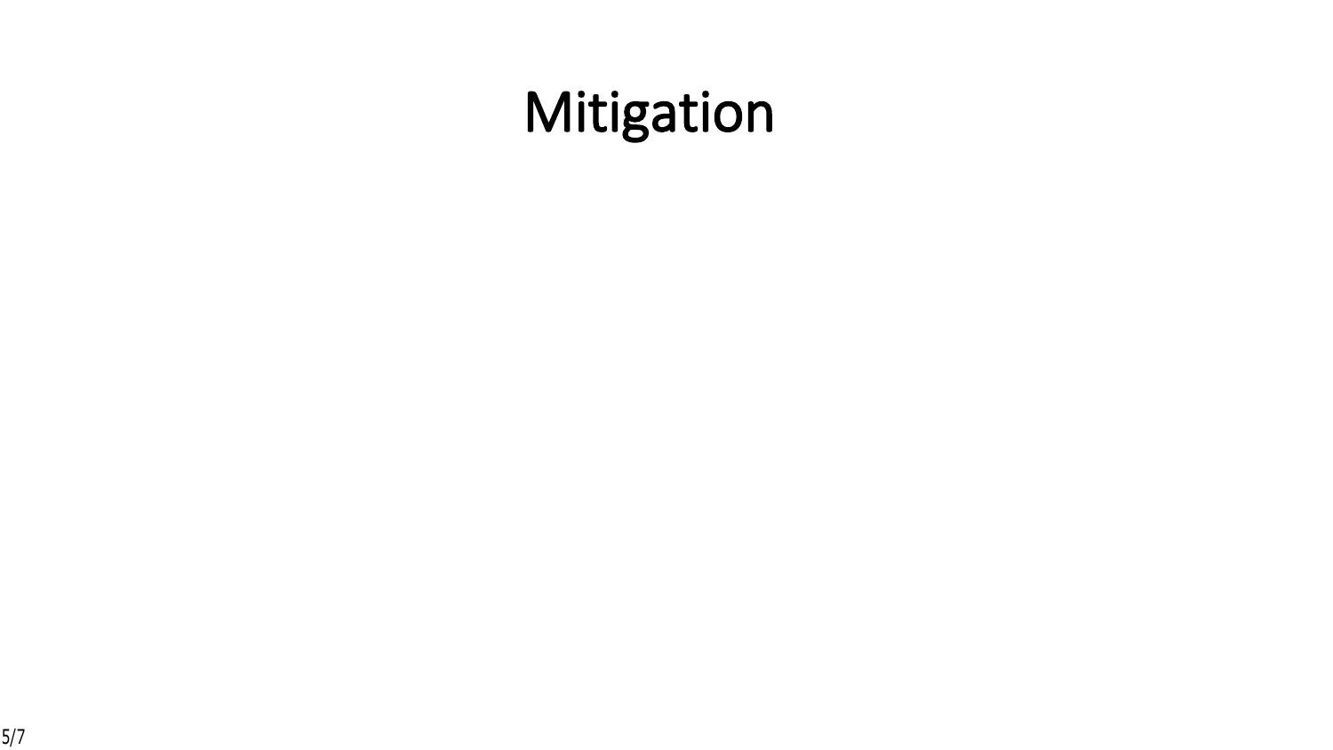# Mitigation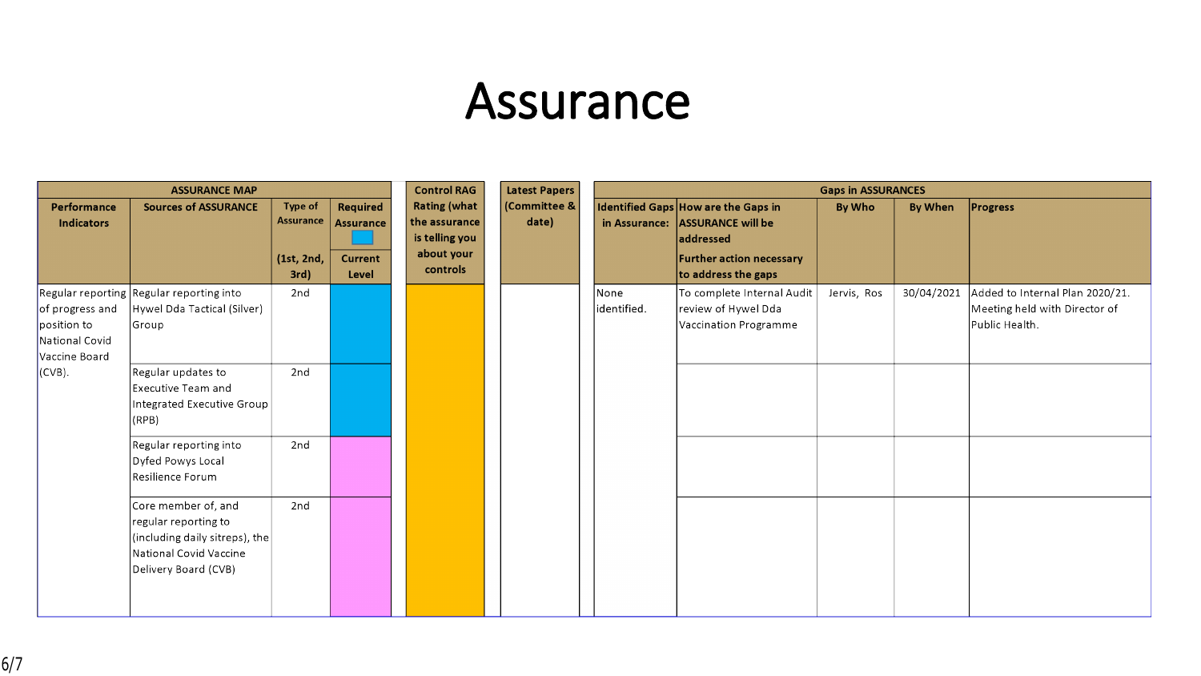# Assurance

| ASSURANCE MAP | | | | Control RAG Rating (what the assurance is telling you about your controls | Latest Papers (Committee & date) | Gaps in ASSURANCES | | | | |
|---|---|---|---|---|---|---|---|---|---|---|
| Performance Indicators | Sources of ASSURANCE | Type of Assurance (1st, 2nd, 3rd) | Required Assurance / Current Level | | | Identified Gaps in Assurance: | How are the Gaps in ASSURANCE will be addressed Further action necessary to address the gaps | By Who | By When | Progress |
| Regular reporting of progress and position to National Covid Vaccine Board (CVB). | Regular reporting into Hywel Dda Tactical (Silver) Group | 2nd | | | | None identified. | To complete Internal Audit review of Hywel Dda Vaccination Programme | Jervis, Ros | 30/04/2021 | Added to Internal Plan 2020/21. Meeting held with Director of Public Health. |
| | Regular updates to Executive Team and Integrated Executive Group (RPB) | 2nd | | | | | | | | |
| | Regular reporting into Dyfed Powys Local Resilience Forum | 2nd | | | | | | | | |
| | Core member of, and regular reporting to (including daily sitreps), the National Covid Vaccine Delivery Board (CVB) | 2nd | | | | | | | | |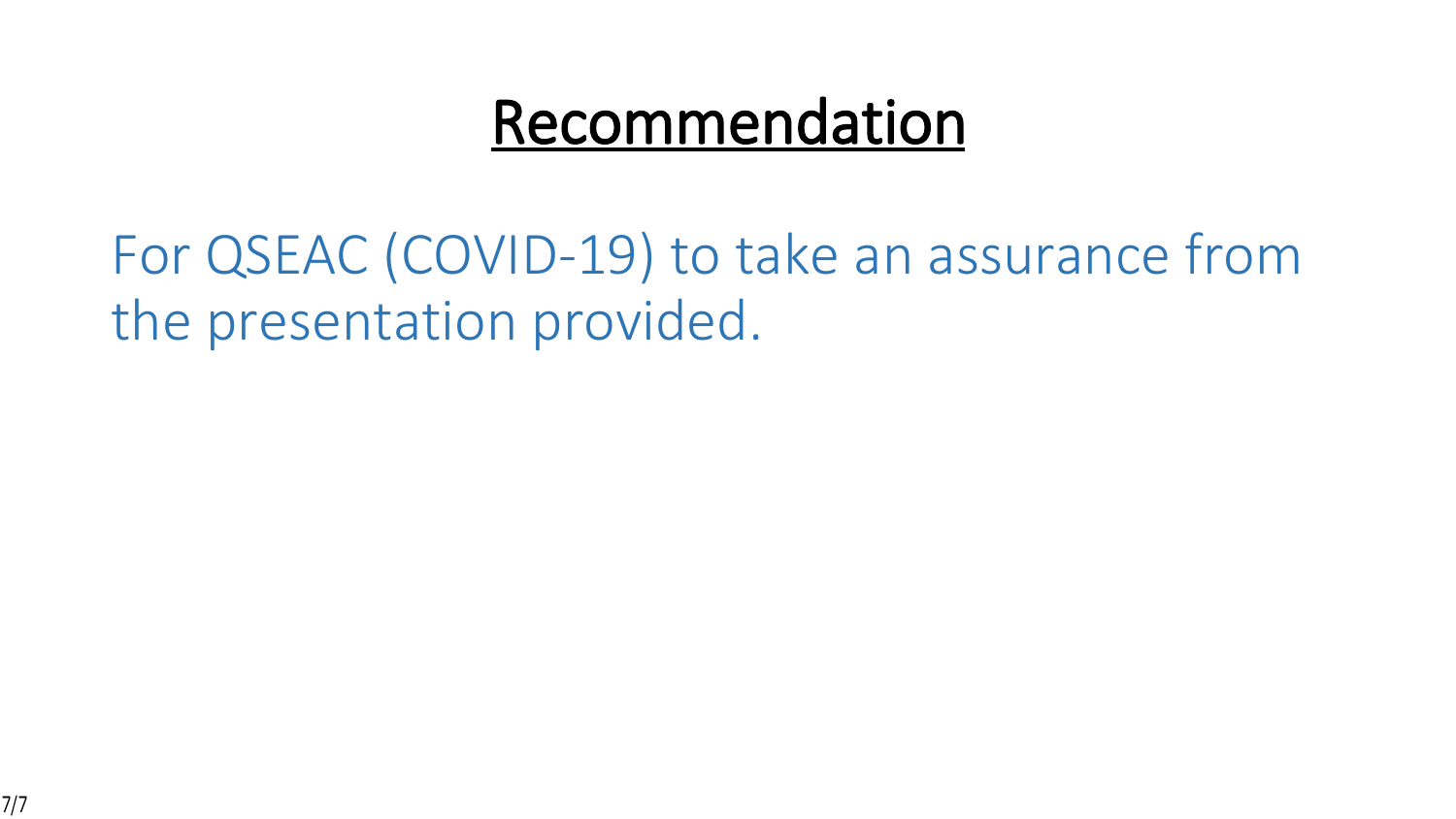# Recommendation

For QSEAC (COVID-19) to take an assurance from the presentation provided.